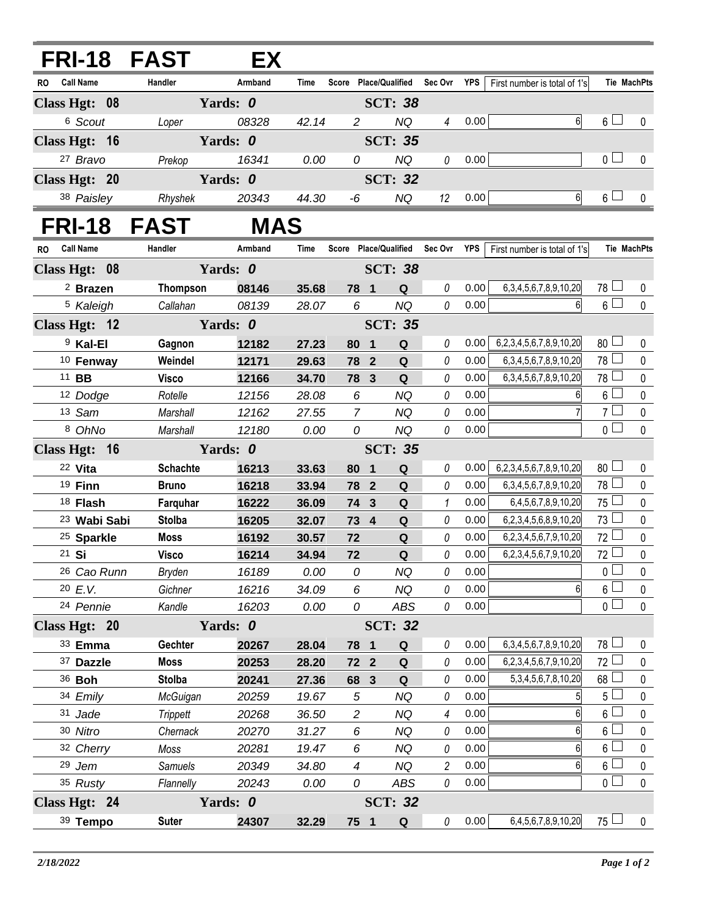# FRI-18 FAST EX

| RO | Call Name | Handler | Armband | Time | Score | Place/Qualified | | Sec Ovr | YPS | First number is total of 1's | Tie | MachPts |
|---|---|---|---|---|---|---|---|---|---|---|---|---|
| **Class Hgt: 08** | | **Yards: 0** | | | | **SCT: 38** | | | | | | |
| 6 | Scout | Loper | 08328 | 42.14 | 2 | | NQ | 4 | 0.00 | 6 | 6 | 0 |
| **Class Hgt: 16** | | **Yards: 0** | | | | **SCT: 35** | | | | | | |
| 27 | Bravo | Prekop | 16341 | 0.00 | 0 | | NQ | 0 | 0.00 | | 0 | 0 |
| **Class Hgt: 20** | | **Yards: 0** | | | | **SCT: 32** | | | | | | |
| 38 | Paisley | Rhyshek | 20343 | 44.30 | -6 | | NQ | 12 | 0.00 | 6 | 6 | 0 |

# FRI-18 FAST MAS

| RO | Call Name | Handler | Armband | Time | Score | Place/Qualified | | Sec Ovr | YPS | First number is total of 1's | Tie | MachPts |
|---|---|---|---|---|---|---|---|---|---|---|---|---|
| **Class Hgt: 08** | | **Yards: 0** | | | | **SCT: 38** | | | | | | |
| 2 | **Brazen** | **Thompson** | **08146** | **35.68** | **78** | **1** | **Q** | 0 | 0.00 | 6,3,4,5,6,7,8,9,10,20 | 78 | 0 |
| 5 | Kaleigh | Callahan | 08139 | 28.07 | 6 | | NQ | 0 | 0.00 | 6 | 6 | 0 |
| **Class Hgt: 12** | | **Yards: 0** | | | | **SCT: 35** | | | | | | |
| 9 | **Kal-El** | **Gagnon** | **12182** | **27.23** | **80** | **1** | **Q** | 0 | 0.00 | 6,2,3,4,5,6,7,8,9,10,20 | 80 | 0 |
| 10 | **Fenway** | **Weindel** | **12171** | **29.63** | **78** | **2** | **Q** | 0 | 0.00 | 6,3,4,5,6,7,8,9,10,20 | 78 | 0 |
| 11 | **BB** | **Visco** | **12166** | **34.70** | **78** | **3** | **Q** | 0 | 0.00 | 6,3,4,5,6,7,8,9,10,20 | 78 | 0 |
| 12 | Dodge | Rotelle | 12156 | 28.08 | 6 | | NQ | 0 | 0.00 | 6 | 6 | 0 |
| 13 | Sam | Marshall | 12162 | 27.55 | 7 | | NQ | 0 | 0.00 | 7 | 7 | 0 |
| 8 | OhNo | Marshall | 12180 | 0.00 | 0 | | NQ | 0 | 0.00 | | 0 | 0 |
| **Class Hgt: 16** | | **Yards: 0** | | | | **SCT: 35** | | | | | | |
| 22 | **Vita** | **Schachte** | **16213** | **33.63** | **80** | **1** | **Q** | 0 | 0.00 | 6,2,3,4,5,6,7,8,9,10,20 | 80 | 0 |
| 19 | **Finn** | **Bruno** | **16218** | **33.94** | **78** | **2** | **Q** | 0 | 0.00 | 6,3,4,5,6,7,8,9,10,20 | 78 | 0 |
| 18 | **Flash** | **Farquhar** | **16222** | **36.09** | **74** | **3** | **Q** | 1 | 0.00 | 6,4,5,6,7,8,9,10,20 | 75 | 0 |
| 23 | **Wabi Sabi** | **Stolba** | **16205** | **32.07** | **73** | **4** | **Q** | 0 | 0.00 | 6,2,3,4,5,6,8,9,10,20 | 73 | 0 |
| 25 | **Sparkle** | **Moss** | **16192** | **30.57** | **72** | | **Q** | 0 | 0.00 | 6,2,3,4,5,6,7,9,10,20 | 72 | 0 |
| 21 | **Si** | **Visco** | **16214** | **34.94** | **72** | | **Q** | 0 | 0.00 | 6,2,3,4,5,6,7,9,10,20 | 72 | 0 |
| 26 | Cao Runn | Bryden | 16189 | 0.00 | 0 | | NQ | 0 | 0.00 | | 0 | 0 |
| 20 | E.V. | Gichner | 16216 | 34.09 | 6 | | NQ | 0 | 0.00 | 6 | 6 | 0 |
| 24 | Pennie | Kandle | 16203 | 0.00 | 0 | | ABS | 0 | 0.00 | | 0 | 0 |
| **Class Hgt: 20** | | **Yards: 0** | | | | **SCT: 32** | | | | | | |
| 33 | **Emma** | **Gechter** | **20267** | **28.04** | **78** | **1** | **Q** | 0 | 0.00 | 6,3,4,5,6,7,8,9,10,20 | 78 | 0 |
| 37 | **Dazzle** | **Moss** | **20253** | **28.20** | **72** | **2** | **Q** | 0 | 0.00 | 6,2,3,4,5,6,7,9,10,20 | 72 | 0 |
| 36 | **Boh** | **Stolba** | **20241** | **27.36** | **68** | **3** | **Q** | 0 | 0.00 | 5,3,4,5,6,7,8,10,20 | 68 | 0 |
| 34 | Emily | McGuigan | 20259 | 19.67 | 5 | | NQ | 0 | 0.00 | 5 | 5 | 0 |
| 31 | Jade | Trippett | 20268 | 36.50 | 2 | | NQ | 4 | 0.00 | 6 | 6 | 0 |
| 30 | Nitro | Chernack | 20270 | 31.27 | 6 | | NQ | 0 | 0.00 | 6 | 6 | 0 |
| 32 | Cherry | Moss | 20281 | 19.47 | 6 | | NQ | 0 | 0.00 | 6 | 6 | 0 |
| 29 | Jem | Samuels | 20349 | 34.80 | 4 | | NQ | 2 | 0.00 | 6 | 6 | 0 |
| 35 | Rusty | Flannelly | 20243 | 0.00 | 0 | | ABS | 0 | 0.00 | | 0 | 0 |
| **Class Hgt: 24** | | **Yards: 0** | | | | **SCT: 32** | | | | | | |
| 39 | **Tempo** | **Suter** | **24307** | **32.29** | **75** | **1** | **Q** | 0 | 0.00 | 6,4,5,6,7,8,9,10,20 | 75 | 0 |

*2/18/2022*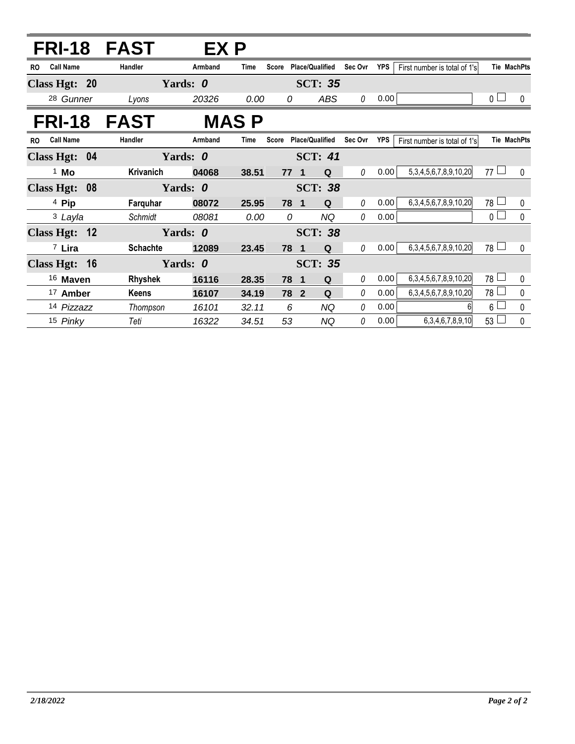## FRI-18 FAST EX P

| RO | Call Name | Handler | Armband | Time | Score | Place/Qualified | | Sec Ovr | YPS | First number is total of 1's | Tie | MachPts |
|---|---|---|---|---|---|---|---|---|---|---|---|---|
| **Class Hgt: 20** | | **Yards: 0** | | | | **SCT: 35** | | | | | | |
| 28 | *Gunner* | *Lyons* | *20326* | *0.00* | *0* | | *ABS* | *0* | 0.00 | | 0 ☐ | 0 |

## FRI-18 FAST MAS P

| RO | Call Name | Handler | Armband | Time | Score | Place/Qualified | | Sec Ovr | YPS | First number is total of 1's | Tie | MachPts |
|---|---|---|---|---|---|---|---|---|---|---|---|---|
| **Class Hgt: 04** | | **Yards: 0** | | | | **SCT: 41** | | | | | | |
| 1 | **Mo** | **Krivanich** | **04068** | **38.51** | **77** | **1** | **Q** | *0* | 0.00 | 5,3,4,5,6,7,8,9,10,20 | 77 ☐ | 0 |
| **Class Hgt: 08** | | **Yards: 0** | | | | **SCT: 38** | | | | | | |
| 4 | **Pip** | **Farquhar** | **08072** | **25.95** | **78** | **1** | **Q** | *0* | 0.00 | 6,3,4,5,6,7,8,9,10,20 | 78 ☐ | 0 |
| 3 | *Layla* | *Schmidt* | *08081* | *0.00* | *0* | | *NQ* | *0* | 0.00 | | 0 ☐ | 0 |
| **Class Hgt: 12** | | **Yards: 0** | | | | **SCT: 38** | | | | | | |
| 7 | **Lira** | **Schachte** | **12089** | **23.45** | **78** | **1** | **Q** | *0* | 0.00 | 6,3,4,5,6,7,8,9,10,20 | 78 ☐ | 0 |
| **Class Hgt: 16** | | **Yards: 0** | | | | **SCT: 35** | | | | | | |
| 16 | **Maven** | **Rhyshek** | **16116** | **28.35** | **78** | **1** | **Q** | *0* | 0.00 | 6,3,4,5,6,7,8,9,10,20 | 78 ☐ | 0 |
| 17 | **Amber** | **Keens** | **16107** | **34.19** | **78** | **2** | **Q** | *0* | 0.00 | 6,3,4,5,6,7,8,9,10,20 | 78 ☐ | 0 |
| 14 | *Pizzazz* | *Thompson* | *16101* | *32.11* | *6* | | *NQ* | *0* | 0.00 | 6 | 6 ☐ | 0 |
| 15 | *Pinky* | *Teti* | *16322* | *34.51* | *53* | | *NQ* | *0* | 0.00 | 6,3,4,6,7,8,9,10 | 53 ☐ | 0 |

*2/18/2022*